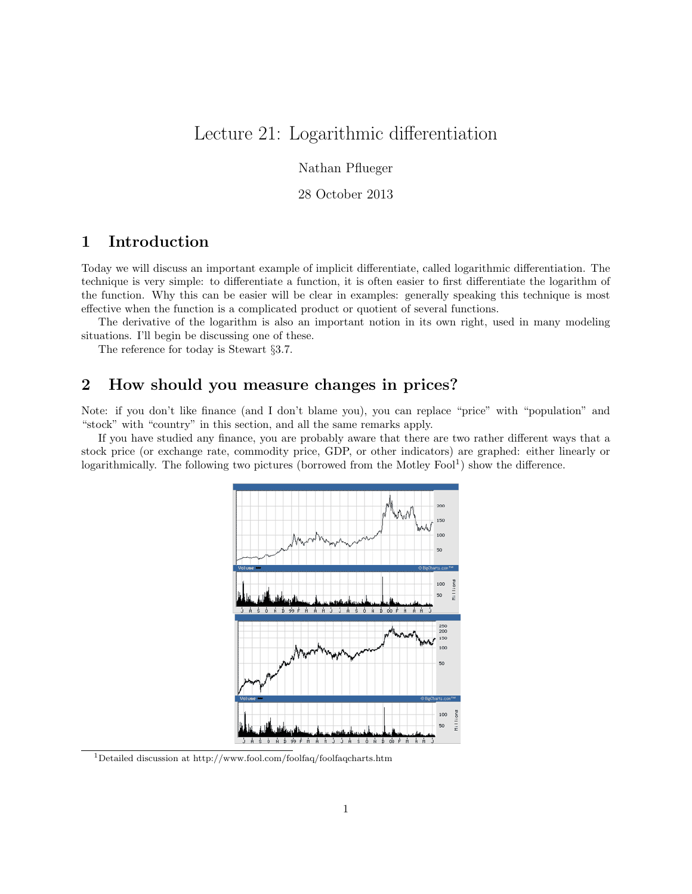# Lecture 21: Logarithmic differentiation

Nathan Pflueger

28 October 2013

## 1 Introduction

Today we will discuss an important example of implicit differentiate, called logarithmic differentiation. The technique is very simple: to differentiate a function, it is often easier to first differentiate the logarithm of the function. Why this can be easier will be clear in examples: generally speaking this technique is most effective when the function is a complicated product or quotient of several functions.

The derivative of the logarithm is also an important notion in its own right, used in many modeling situations. I'll begin be discussing one of these.

The reference for today is Stewart §3.7.

## 2 How should you measure changes in prices?

Note: if you don't like finance (and I don't blame you), you can replace "price" with "population" and "stock" with "country" in this section, and all the same remarks apply.

If you have studied any finance, you are probably aware that there are two rather different ways that a stock price (or exchange rate, commodity price, GDP, or other indicators) are graphed: either linearly or logarithmically. The following two pictures (borrowed from the Motley Fool[1]) show the difference.

[1]Detailed discussion at http://www.fool.com/foolfaq/foolfaqcharts.htm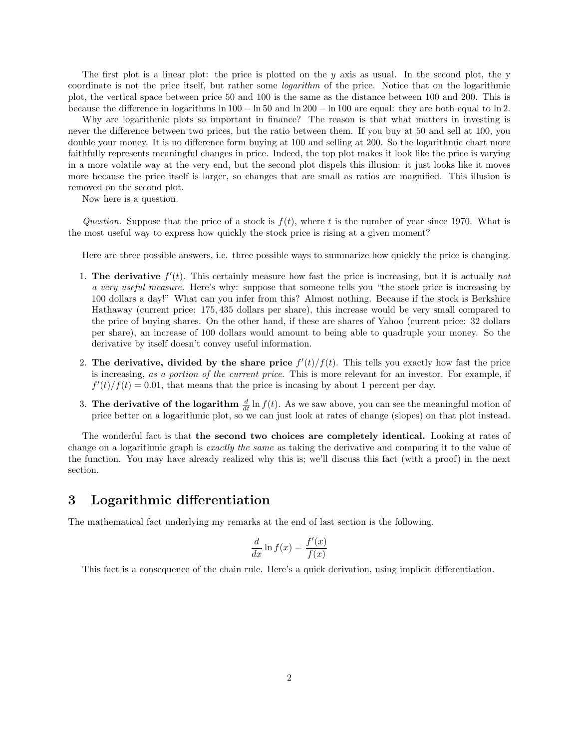The first plot is a linear plot: the price is plotted on the $y$ axis as usual. In the second plot, the y coordinate is not the price itself, but rather some *logarithm* of the price. Notice that on the logarithmic plot, the vertical space between price 50 and 100 is the same as the distance between 100 and 200. This is because the difference in logarithms $\ln 100 - \ln 50$ and $\ln 200 - \ln 100$ are equal: they are both equal to $\ln 2$.

Why are logarithmic plots so important in finance? The reason is that what matters in investing is never the difference between two prices, but the ratio between them. If you buy at 50 and sell at 100, you double your money. It is no difference form buying at 100 and selling at 200. So the logarithmic chart more faithfully represents meaningful changes in price. Indeed, the top plot makes it look like the price is varying in a more volatile way at the very end, but the second plot dispels this illusion: it just looks like it moves more because the price itself is larger, so changes that are small as ratios are magnified. This illusion is removed on the second plot.

Now here is a question.

*Question.* Suppose that the price of a stock is $f(t)$, where $t$ is the number of year since 1970. What is the most useful way to express how quickly the stock price is rising at a given moment?

Here are three possible answers, i.e. three possible ways to summarize how quickly the price is changing.

1. **The derivative** $f'(t)$. This certainly measure how fast the price is increasing, but it is actually *not a very useful measure.* Here's why: suppose that someone tells you "the stock price is increasing by 100 dollars a day!" What can you infer from this? Almost nothing. Because if the stock is Berkshire Hathaway (current price: 175,435 dollars per share), this increase would be very small compared to the price of buying shares. On the other hand, if these are shares of Yahoo (current price: 32 dollars per share), an increase of 100 dollars would amount to being able to quadruple your money. So the derivative by itself doesn't convey useful information.

2. **The derivative, divided by the share price** $f'(t)/f(t)$. This tells you exactly how fast the price is increasing, *as a portion of the current price.* This is more relevant for an investor. For example, if $f'(t)/f(t) = 0.01$, that means that the price is incasing by about 1 percent per day.

3. **The derivative of the logarithm** $\frac{d}{dt} \ln f(t)$. As we saw above, you can see the meaningful motion of price better on a logarithmic plot, so we can just look at rates of change (slopes) on that plot instead.

The wonderful fact is that **the second two choices are completely identical.** Looking at rates of change on a logarithmic graph is *exactly the same* as taking the derivative and comparing it to the value of the function. You may have already realized why this is; we'll discuss this fact (with a proof) in the next section.

# 3 Logarithmic differentiation

The mathematical fact underlying my remarks at the end of last section is the following.

$$\frac{d}{dx} \ln f(x) = \frac{f'(x)}{f(x)}$$

This fact is a consequence of the chain rule. Here's a quick derivation, using implicit differentiation.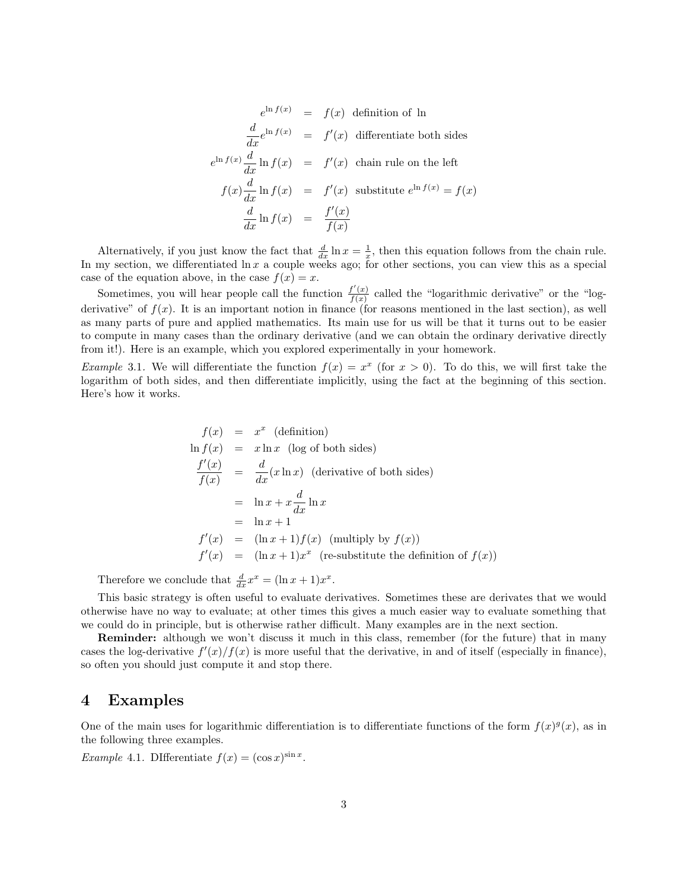$$
\begin{aligned}
e^{\ln f(x)} &= f(x) \quad \text{definition of } \ln \\
\frac{d}{dx} e^{\ln f(x)} &= f'(x) \quad \text{differentiate both sides} \\
e^{\ln f(x)} \frac{d}{dx} \ln f(x) &= f'(x) \quad \text{chain rule on the left} \\
f(x) \frac{d}{dx} \ln f(x) &= f'(x) \quad \text{substitute } e^{\ln f(x)} = f(x) \\
\frac{d}{dx} \ln f(x) &= \frac{f'(x)}{f(x)}
\end{aligned}
$$

Alternatively, if you just know the fact that $\frac{d}{dx} \ln x = \frac{1}{x}$, then this equation follows from the chain rule. In my section, we differentiated $\ln x$ a couple weeks ago; for other sections, you can view this as a special case of the equation above, in the case $f(x) = x$.

Sometimes, you will hear people call the function $\frac{f'(x)}{f(x)}$ called the "logarithmic derivative" or the "log-derivative" of $f(x)$. It is an important notion in finance (for reasons mentioned in the last section), as well as many parts of pure and applied mathematics. Its main use for us will be that it turns out to be easier to compute in many cases than the ordinary derivative (and we can obtain the ordinary derivative directly from it!). Here is an example, which you explored experimentally in your homework.

*Example* 3.1. We will differentiate the function $f(x) = x^x$ (for $x > 0$). To do this, we will first take the logarithm of both sides, and then differentiate implicitly, using the fact at the beginning of this section. Here's how it works.

$$
\begin{aligned}
f(x) &= x^x \quad \text{(definition)} \\
\ln f(x) &= x \ln x \quad \text{(log of both sides)} \\
\frac{f'(x)}{f(x)} &= \frac{d}{dx}(x \ln x) \quad \text{(derivative of both sides)} \\
&= \ln x + x \frac{d}{dx} \ln x \\
&= \ln x + 1 \\
f'(x) &= (\ln x + 1) f(x) \quad \text{(multiply by } f(x)) \\
f'(x) &= (\ln x + 1) x^x \quad \text{(re-substitute the definition of } f(x))
\end{aligned}
$$

Therefore we conclude that $\frac{d}{dx} x^x = (\ln x + 1)x^x$.

This basic strategy is often useful to evaluate derivatives. Sometimes these are derivates that we would otherwise have no way to evaluate; at other times this gives a much easier way to evaluate something that we could do in principle, but is otherwise rather difficult. Many examples are in the next section.

**Reminder:** although we won't discuss it much in this class, remember (for the future) that in many cases the log-derivative $f'(x)/f(x)$ is more useful that the derivative, in and of itself (especially in finance), so often you should just compute it and stop there.

# 4 Examples

One of the main uses for logarithmic differentiation is to differentiate functions of the form $f(x)^{g}(x)$, as in the following three examples.

*Example* 4.1. DIfferentiate $f(x) = (\cos x)^{\sin x}$.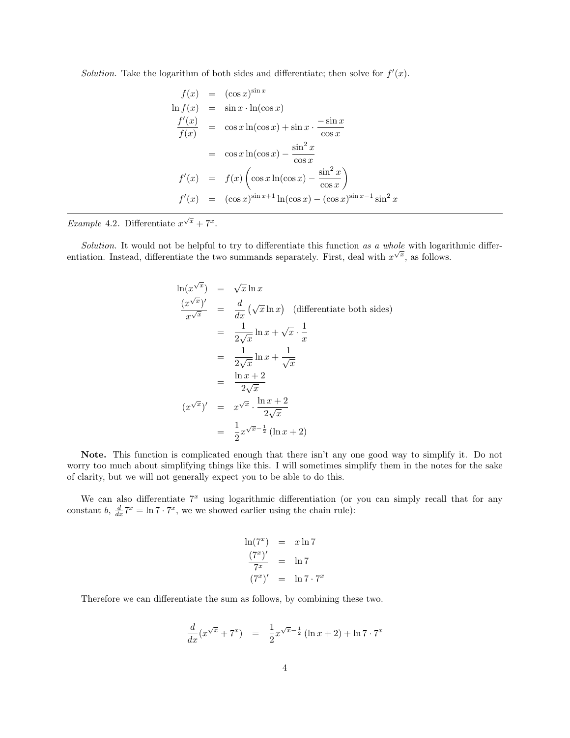*Solution.* Take the logarithm of both sides and differentiate; then solve for $f'(x)$.

$$
\begin{aligned}
f(x) &= (\cos x)^{\sin x} \\
\ln f(x) &= \sin x \cdot \ln(\cos x) \\
\frac{f'(x)}{f(x)} &= \cos x \ln(\cos x) + \sin x \cdot \frac{-\sin x}{\cos x} \\
&= \cos x \ln(\cos x) - \frac{\sin^2 x}{\cos x} \\
f'(x) &= f(x)\left(\cos x \ln(\cos x) - \frac{\sin^2 x}{\cos x}\right) \\
f'(x) &= (\cos x)^{\sin x + 1} \ln(\cos x) - (\cos x)^{\sin x - 1} \sin^2 x
\end{aligned}
$$

---

*Example* 4.2. Differentiate $x^{\sqrt{x}} + 7^x$.

*Solution.* It would not be helpful to try to differentiate this function *as a whole* with logarithmic differentiation. Instead, differentiate the two summands separately. First, deal with $x^{\sqrt{x}}$, as follows.

$$
\begin{aligned}
\ln(x^{\sqrt{x}}) &= \sqrt{x} \ln x \\
\frac{(x^{\sqrt{x}})'}{x^{\sqrt{x}}} &= \frac{d}{dx}\left(\sqrt{x} \ln x\right) \quad \text{(differentiate both sides)} \\
&= \frac{1}{2\sqrt{x}} \ln x + \sqrt{x} \cdot \frac{1}{x} \\
&= \frac{1}{2\sqrt{x}} \ln x + \frac{1}{\sqrt{x}} \\
&= \frac{\ln x + 2}{2\sqrt{x}} \\
(x^{\sqrt{x}})' &= x^{\sqrt{x}} \cdot \frac{\ln x + 2}{2\sqrt{x}} \\
&= \frac{1}{2} x^{\sqrt{x} - \frac{1}{2}} (\ln x + 2)
\end{aligned}
$$

**Note.** This function is complicated enough that there isn't any one good way to simplify it. Do not worry too much about simplifying things like this. I will sometimes simplify them in the notes for the sake of clarity, but we will not generally expect you to be able to do this.

We can also differentiate $7^x$ using logarithmic differentiation (or you can simply recall that for any constant $b$, $\frac{d}{dx} 7^x = \ln 7 \cdot 7^x$, we we showed earlier using the chain rule):

$$
\begin{aligned}
\ln(7^x) &= x \ln 7 \\
\frac{(7^x)'}{7^x} &= \ln 7 \\
(7^x)' &= \ln 7 \cdot 7^x
\end{aligned}
$$

Therefore we can differentiate the sum as follows, by combining these two.

$$
\frac{d}{dx}(x^{\sqrt{x}} + 7^x) = \frac{1}{2} x^{\sqrt{x} - \frac{1}{2}} (\ln x + 2) + \ln 7 \cdot 7^x
$$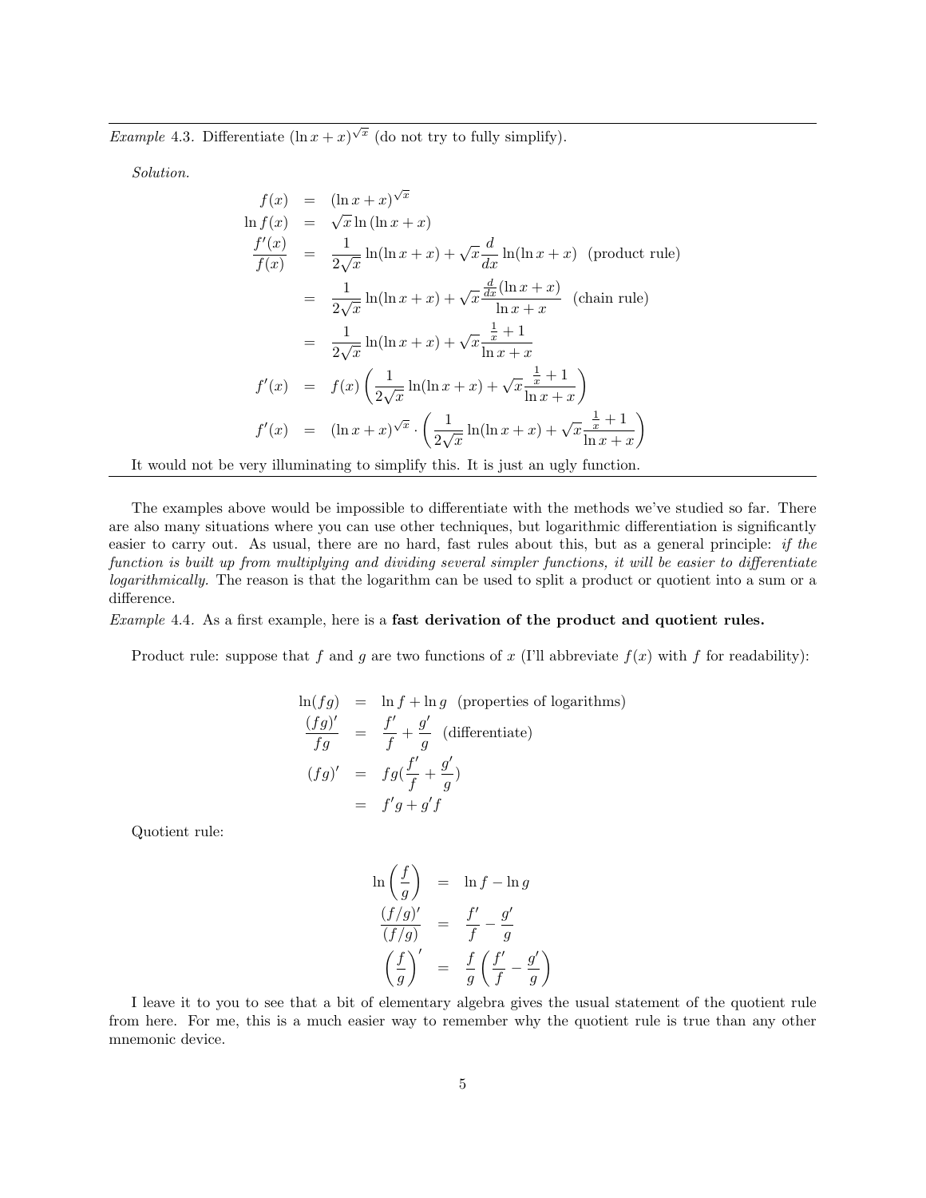*Example* 4.3. Differentiate $(\ln x + x)^{\sqrt{x}}$ (do not try to fully simplify).

*Solution.*

$$
\begin{aligned}
f(x) &= (\ln x + x)^{\sqrt{x}} \\
\ln f(x) &= \sqrt{x}\ln(\ln x + x) \\
\frac{f'(x)}{f(x)} &= \frac{1}{2\sqrt{x}}\ln(\ln x + x) + \sqrt{x}\frac{d}{dx}\ln(\ln x + x) \quad \text{(product rule)} \\
&= \frac{1}{2\sqrt{x}}\ln(\ln x + x) + \sqrt{x}\frac{\frac{d}{dx}(\ln x + x)}{\ln x + x} \quad \text{(chain rule)} \\
&= \frac{1}{2\sqrt{x}}\ln(\ln x + x) + \sqrt{x}\frac{\frac{1}{x} + 1}{\ln x + x} \\
f'(x) &= f(x)\left(\frac{1}{2\sqrt{x}}\ln(\ln x + x) + \sqrt{x}\frac{\frac{1}{x} + 1}{\ln x + x}\right) \\
f'(x) &= (\ln x + x)^{\sqrt{x}} \cdot \left(\frac{1}{2\sqrt{x}}\ln(\ln x + x) + \sqrt{x}\frac{\frac{1}{x} + 1}{\ln x + x}\right)
\end{aligned}
$$

It would not be very illuminating to simplify this. It is just an ugly function.

The examples above would be impossible to differentiate with the methods we've studied so far. There are also many situations where you can use other techniques, but logarithmic differentiation is significantly easier to carry out. As usual, there are no hard, fast rules about this, but as a general principle: *if the function is built up from multiplying and dividing several simpler functions, it will be easier to differentiate logarithmically.* The reason is that the logarithm can be used to split a product or quotient into a sum or a difference.

*Example* 4.4. As a first example, here is a **fast derivation of the product and quotient rules.**

Product rule: suppose that $f$ and $g$ are two functions of $x$ (I'll abbreviate $f(x)$ with $f$ for readability):

$$
\begin{aligned}
\ln(fg) &= \ln f + \ln g \quad \text{(properties of logarithms)} \\
\frac{(fg)'}{fg} &= \frac{f'}{f} + \frac{g'}{g} \quad \text{(differentiate)} \\
(fg)' &= fg(\frac{f'}{f} + \frac{g'}{g}) \\
&= f'g + g'f
\end{aligned}
$$

Quotient rule:

$$
\begin{aligned}
\ln\left(\frac{f}{g}\right) &= \ln f - \ln g \\
\frac{(f/g)'}{(f/g)} &= \frac{f'}{f} - \frac{g'}{g} \\
\left(\frac{f}{g}\right)' &= \frac{f}{g}\left(\frac{f'}{f} - \frac{g'}{g}\right)
\end{aligned}
$$

I leave it to you to see that a bit of elementary algebra gives the usual statement of the quotient rule from here. For me, this is a much easier way to remember why the quotient rule is true than any other mnemonic device.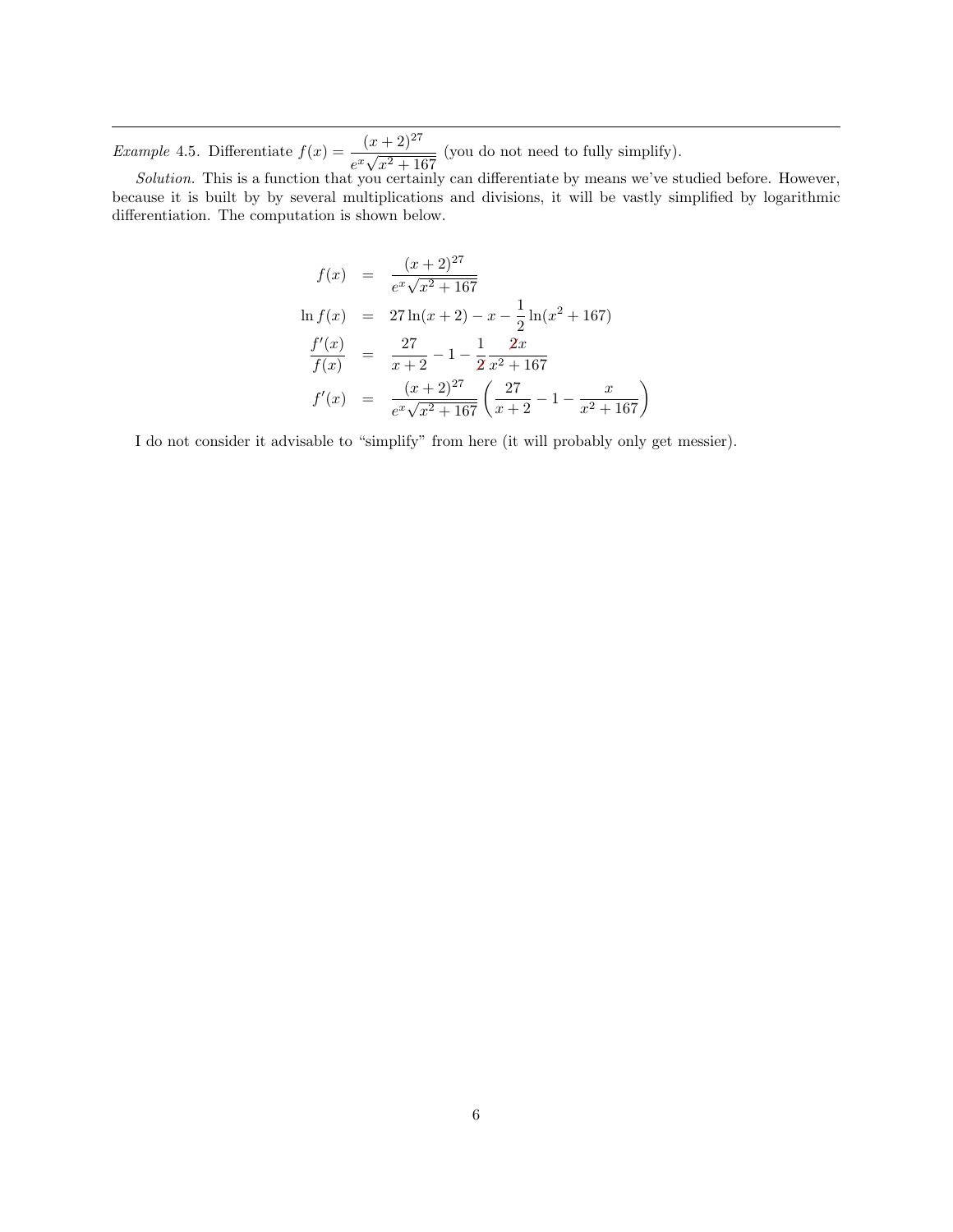---

*Example* 4.5. Differentiate $f(x) = \dfrac{(x+2)^{27}}{e^x\sqrt{x^2+167}}$ (you do not need to fully simplify).

*Solution.* This is a function that you certainly can differentiate by means we've studied before. However, because it is built by by several multiplications and divisions, it will be vastly simplified by logarithmic differentiation. The computation is shown below.

$$
\begin{aligned}
f(x) &= \frac{(x+2)^{27}}{e^x\sqrt{x^2+167}} \\
\ln f(x) &= 27\ln(x+2) - x - \frac{1}{2}\ln(x^2+167) \\
\frac{f'(x)}{f(x)} &= \frac{27}{x+2} - 1 - \frac{1}{\cancel{2}}\frac{\cancel{2}x}{x^2+167} \\
f'(x) &= \frac{(x+2)^{27}}{e^x\sqrt{x^2+167}}\left(\frac{27}{x+2} - 1 - \frac{x}{x^2+167}\right)
\end{aligned}
$$

I do not consider it advisable to "simplify" from here (it will probably only get messier).